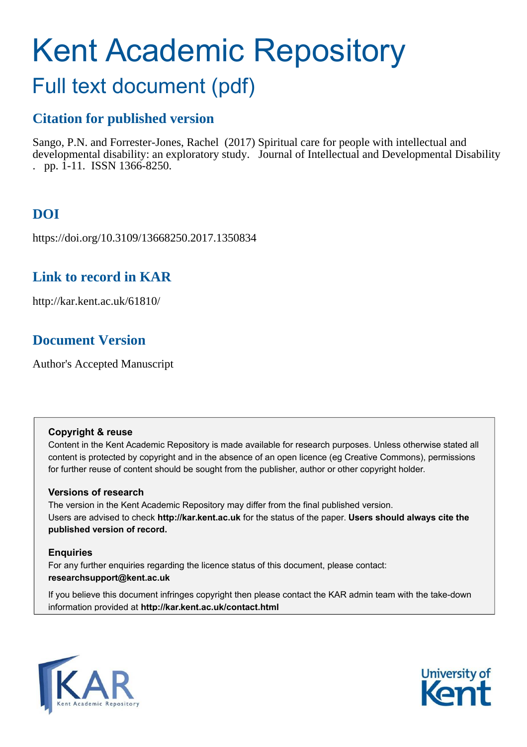# Kent Academic Repository

## Full text document (pdf)

### Citation for published version

Sango, P.N. and Forrester-Jones, Rachel (2017) Spiritual care for people with intellectual and developmental disability: an exploratory study. Journal of Intellectual and Developmental Disability . pp. 1-11. ISSN 1366-8250.

### DOI

https://doi.org/10.3109/13668250.2017.1350834

### Link to record in KAR

http://kar.kent.ac.uk/61810/

### Document Version

Author's Accepted Manuscript

**Copyright & reuse**

Content in the Kent Academic Repository is made available for research purposes. Unless otherwise stated all content is protected by copyright and in the absence of an open licence (eg Creative Commons), permissions for further reuse of content should be sought from the publisher, author or other copyright holder.

**Versions of research**

The version in the Kent Academic Repository may differ from the final published version. Users are advised to check **http://kar.kent.ac.uk** for the status of the paper. **Users should always cite the published version of record.**

**Enquiries**

For any further enquiries regarding the licence status of this document, please contact: **researchsupport@kent.ac.uk**

If you believe this document infringes copyright then please contact the KAR admin team with the take-down information provided at **http://kar.kent.ac.uk/contact.html**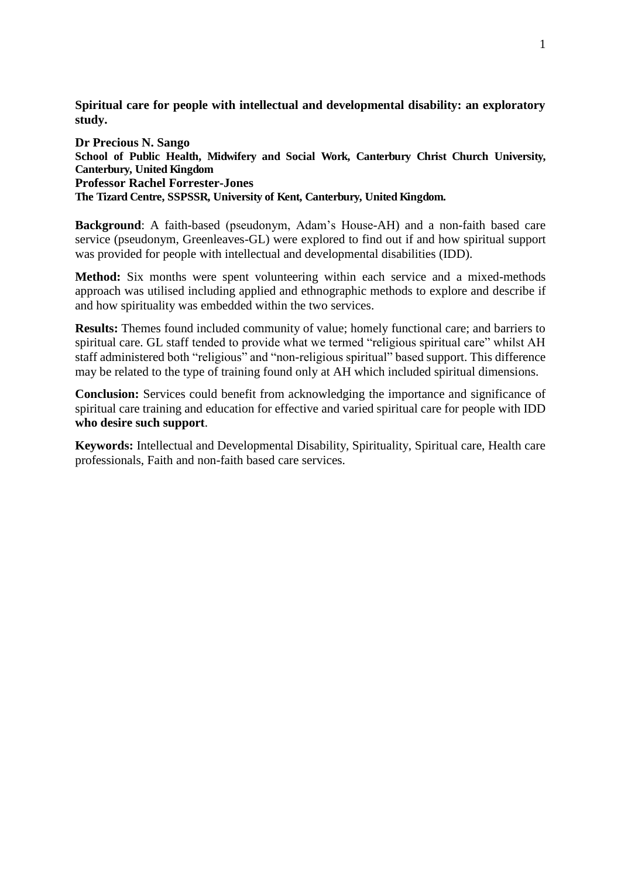**Spiritual care for people with intellectual and developmental disability: an exploratory study.**

**Dr Precious N. Sango**
**School of Public Health, Midwifery and Social Work, Canterbury Christ Church University, Canterbury, United Kingdom**
**Professor Rachel Forrester-Jones**
**The Tizard Centre, SSPSSR, University of Kent, Canterbury, United Kingdom.**

**Background**: A faith-based (pseudonym, Adam's House-AH) and a non-faith based care service (pseudonym, Greenleaves-GL) were explored to find out if and how spiritual support was provided for people with intellectual and developmental disabilities (IDD).

**Method:** Six months were spent volunteering within each service and a mixed-methods approach was utilised including applied and ethnographic methods to explore and describe if and how spirituality was embedded within the two services.

**Results:** Themes found included community of value; homely functional care; and barriers to spiritual care. GL staff tended to provide what we termed "religious spiritual care" whilst AH staff administered both "religious" and "non-religious spiritual" based support. This difference may be related to the type of training found only at AH which included spiritual dimensions.

**Conclusion:** Services could benefit from acknowledging the importance and significance of spiritual care training and education for effective and varied spiritual care for people with IDD **who desire such support**.

**Keywords:** Intellectual and Developmental Disability, Spirituality, Spiritual care, Health care professionals, Faith and non-faith based care services.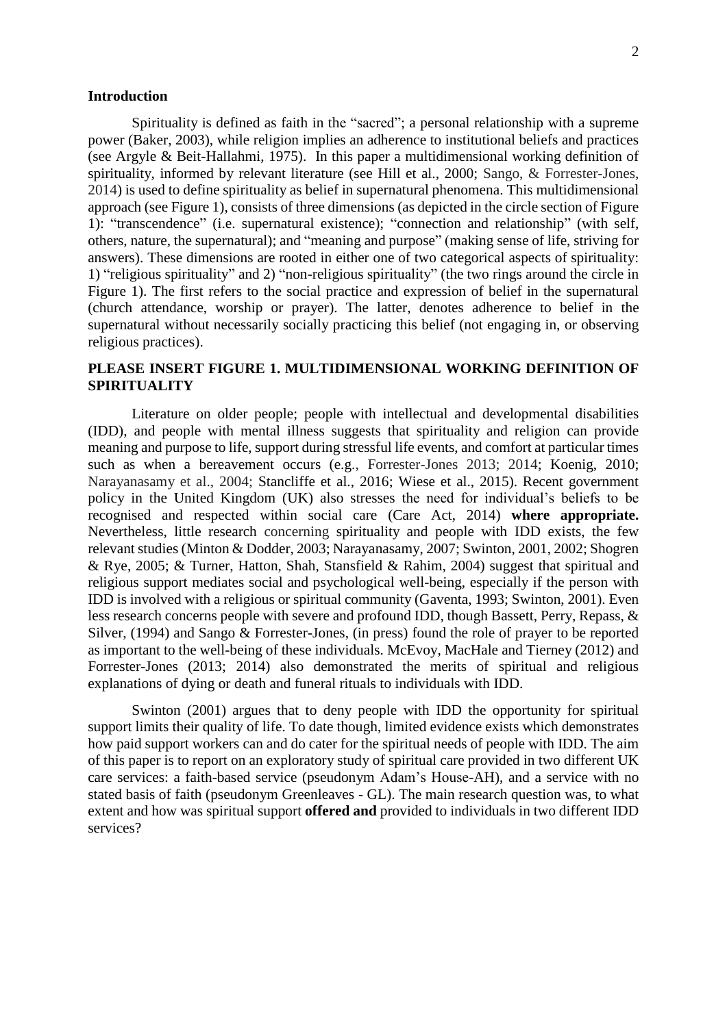## Introduction

Spirituality is defined as faith in the "sacred"; a personal relationship with a supreme power (Baker, 2003), while religion implies an adherence to institutional beliefs and practices (see Argyle & Beit-Hallahmi, 1975). In this paper a multidimensional working definition of spirituality, informed by relevant literature (see Hill et al., 2000; Sango, & Forrester-Jones, 2014) is used to define spirituality as belief in supernatural phenomena. This multidimensional approach (see Figure 1), consists of three dimensions (as depicted in the circle section of Figure 1): "transcendence" (i.e. supernatural existence); "connection and relationship" (with self, others, nature, the supernatural); and "meaning and purpose" (making sense of life, striving for answers). These dimensions are rooted in either one of two categorical aspects of spirituality: 1) "religious spirituality" and 2) "non-religious spirituality" (the two rings around the circle in Figure 1). The first refers to the social practice and expression of belief in the supernatural (church attendance, worship or prayer). The latter, denotes adherence to belief in the supernatural without necessarily socially practicing this belief (not engaging in, or observing religious practices).

**PLEASE INSERT FIGURE 1. MULTIDIMENSIONAL WORKING DEFINITION OF SPIRITUALITY**

Literature on older people; people with intellectual and developmental disabilities (IDD), and people with mental illness suggests that spirituality and religion can provide meaning and purpose to life, support during stressful life events, and comfort at particular times such as when a bereavement occurs (e.g., Forrester-Jones 2013; 2014; Koenig, 2010; Narayanasamy et al., 2004; Stancliffe et al., 2016; Wiese et al., 2015). Recent government policy in the United Kingdom (UK) also stresses the need for individual's beliefs to be recognised and respected within social care (Care Act, 2014) **where appropriate.** Nevertheless, little research concerning spirituality and people with IDD exists, the few relevant studies (Minton & Dodder, 2003; Narayanasamy, 2007; Swinton, 2001, 2002; Shogren & Rye, 2005; & Turner, Hatton, Shah, Stansfield & Rahim, 2004) suggest that spiritual and religious support mediates social and psychological well-being, especially if the person with IDD is involved with a religious or spiritual community (Gaventa, 1993; Swinton, 2001). Even less research concerns people with severe and profound IDD, though Bassett, Perry, Repass, & Silver, (1994) and Sango & Forrester-Jones, (in press) found the role of prayer to be reported as important to the well-being of these individuals. McEvoy, MacHale and Tierney (2012) and Forrester-Jones (2013; 2014) also demonstrated the merits of spiritual and religious explanations of dying or death and funeral rituals to individuals with IDD.

Swinton (2001) argues that to deny people with IDD the opportunity for spiritual support limits their quality of life. To date though, limited evidence exists which demonstrates how paid support workers can and do cater for the spiritual needs of people with IDD. The aim of this paper is to report on an exploratory study of spiritual care provided in two different UK care services: a faith-based service (pseudonym Adam's House-AH), and a service with no stated basis of faith (pseudonym Greenleaves - GL). The main research question was, to what extent and how was spiritual support **offered and** provided to individuals in two different IDD services?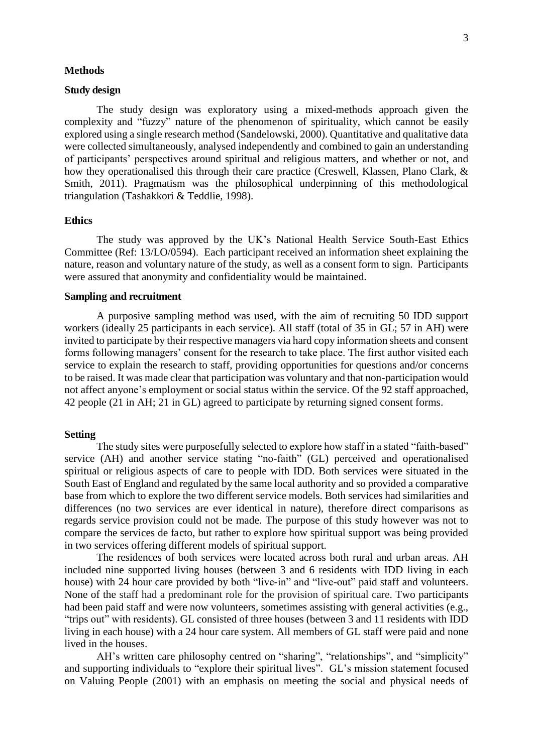## Methods

### Study design

The study design was exploratory using a mixed-methods approach given the complexity and "fuzzy" nature of the phenomenon of spirituality, which cannot be easily explored using a single research method (Sandelowski, 2000). Quantitative and qualitative data were collected simultaneously, analysed independently and combined to gain an understanding of participants' perspectives around spiritual and religious matters, and whether or not, and how they operationalised this through their care practice (Creswell, Klassen, Plano Clark, & Smith, 2011). Pragmatism was the philosophical underpinning of this methodological triangulation (Tashakkori & Teddlie, 1998).

### Ethics

The study was approved by the UK's National Health Service South-East Ethics Committee (Ref: 13/LO/0594). Each participant received an information sheet explaining the nature, reason and voluntary nature of the study, as well as a consent form to sign. Participants were assured that anonymity and confidentiality would be maintained.

### Sampling and recruitment

A purposive sampling method was used, with the aim of recruiting 50 IDD support workers (ideally 25 participants in each service). All staff (total of 35 in GL; 57 in AH) were invited to participate by their respective managers via hard copy information sheets and consent forms following managers' consent for the research to take place. The first author visited each service to explain the research to staff, providing opportunities for questions and/or concerns to be raised. It was made clear that participation was voluntary and that non-participation would not affect anyone's employment or social status within the service. Of the 92 staff approached, 42 people (21 in AH; 21 in GL) agreed to participate by returning signed consent forms.

### Setting

The study sites were purposefully selected to explore how staff in a stated "faith-based" service (AH) and another service stating "no-faith" (GL) perceived and operationalised spiritual or religious aspects of care to people with IDD. Both services were situated in the South East of England and regulated by the same local authority and so provided a comparative base from which to explore the two different service models. Both services had similarities and differences (no two services are ever identical in nature), therefore direct comparisons as regards service provision could not be made. The purpose of this study however was not to compare the services de facto, but rather to explore how spiritual support was being provided in two services offering different models of spiritual support.

The residences of both services were located across both rural and urban areas. AH included nine supported living houses (between 3 and 6 residents with IDD living in each house) with 24 hour care provided by both "live-in" and "live-out" paid staff and volunteers. None of the staff had a predominant role for the provision of spiritual care. Two participants had been paid staff and were now volunteers, sometimes assisting with general activities (e.g., "trips out" with residents). GL consisted of three houses (between 3 and 11 residents with IDD living in each house) with a 24 hour care system. All members of GL staff were paid and none lived in the houses.

AH's written care philosophy centred on "sharing", "relationships", and "simplicity" and supporting individuals to "explore their spiritual lives". GL's mission statement focused on Valuing People (2001) with an emphasis on meeting the social and physical needs of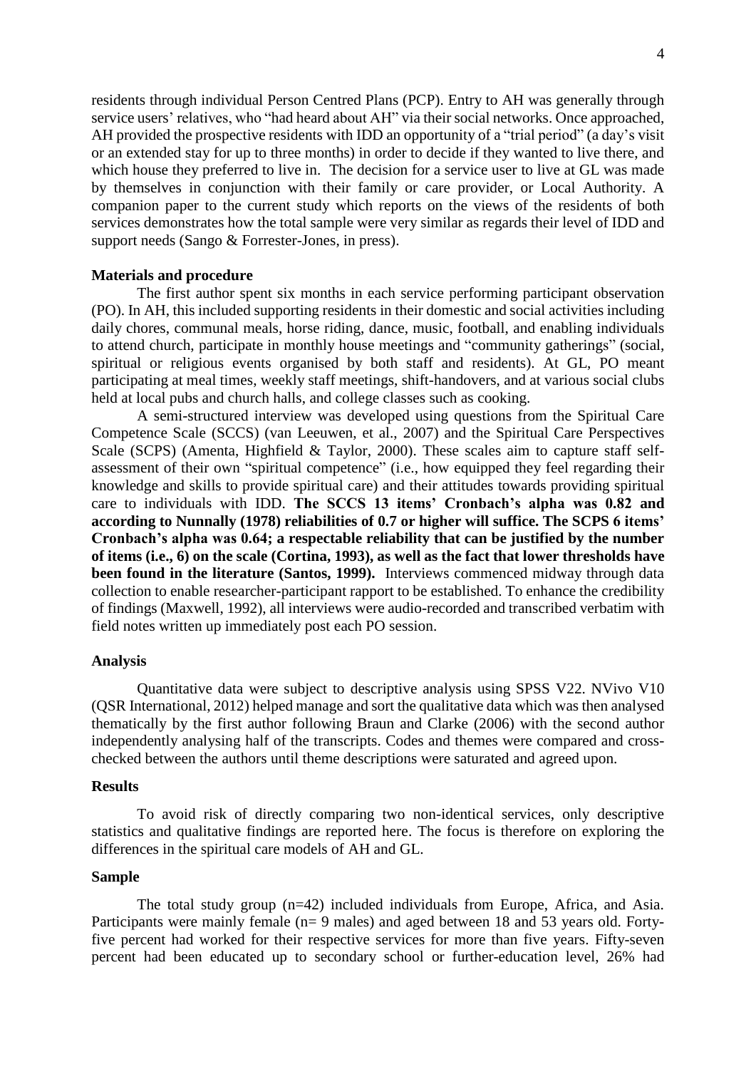residents through individual Person Centred Plans (PCP). Entry to AH was generally through service users' relatives, who "had heard about AH" via their social networks. Once approached, AH provided the prospective residents with IDD an opportunity of a "trial period" (a day's visit or an extended stay for up to three months) in order to decide if they wanted to live there, and which house they preferred to live in. The decision for a service user to live at GL was made by themselves in conjunction with their family or care provider, or Local Authority. A companion paper to the current study which reports on the views of the residents of both services demonstrates how the total sample were very similar as regards their level of IDD and support needs (Sango & Forrester-Jones, in press).

### Materials and procedure

The first author spent six months in each service performing participant observation (PO). In AH, this included supporting residents in their domestic and social activities including daily chores, communal meals, horse riding, dance, music, football, and enabling individuals to attend church, participate in monthly house meetings and "community gatherings" (social, spiritual or religious events organised by both staff and residents). At GL, PO meant participating at meal times, weekly staff meetings, shift-handovers, and at various social clubs held at local pubs and church halls, and college classes such as cooking.

A semi-structured interview was developed using questions from the Spiritual Care Competence Scale (SCCS) (van Leeuwen, et al., 2007) and the Spiritual Care Perspectives Scale (SCPS) (Amenta, Highfield & Taylor, 2000). These scales aim to capture staff self-assessment of their own "spiritual competence" (i.e., how equipped they feel regarding their knowledge and skills to provide spiritual care) and their attitudes towards providing spiritual care to individuals with IDD. **The SCCS 13 items' Cronbach's alpha was 0.82 and according to Nunnally (1978) reliabilities of 0.7 or higher will suffice. The SCPS 6 items' Cronbach's alpha was 0.64; a respectable reliability that can be justified by the number of items (i.e., 6) on the scale (Cortina, 1993), as well as the fact that lower thresholds have been found in the literature (Santos, 1999).** Interviews commenced midway through data collection to enable researcher-participant rapport to be established. To enhance the credibility of findings (Maxwell, 1992), all interviews were audio-recorded and transcribed verbatim with field notes written up immediately post each PO session.

### Analysis

Quantitative data were subject to descriptive analysis using SPSS V22. NVivo V10 (QSR International, 2012) helped manage and sort the qualitative data which was then analysed thematically by the first author following Braun and Clarke (2006) with the second author independently analysing half of the transcripts. Codes and themes were compared and cross-checked between the authors until theme descriptions were saturated and agreed upon.

### Results

To avoid risk of directly comparing two non-identical services, only descriptive statistics and qualitative findings are reported here. The focus is therefore on exploring the differences in the spiritual care models of AH and GL.

### Sample

The total study group (n=42) included individuals from Europe, Africa, and Asia. Participants were mainly female (n= 9 males) and aged between 18 and 53 years old. Forty-five percent had worked for their respective services for more than five years. Fifty-seven percent had been educated up to secondary school or further-education level, 26% had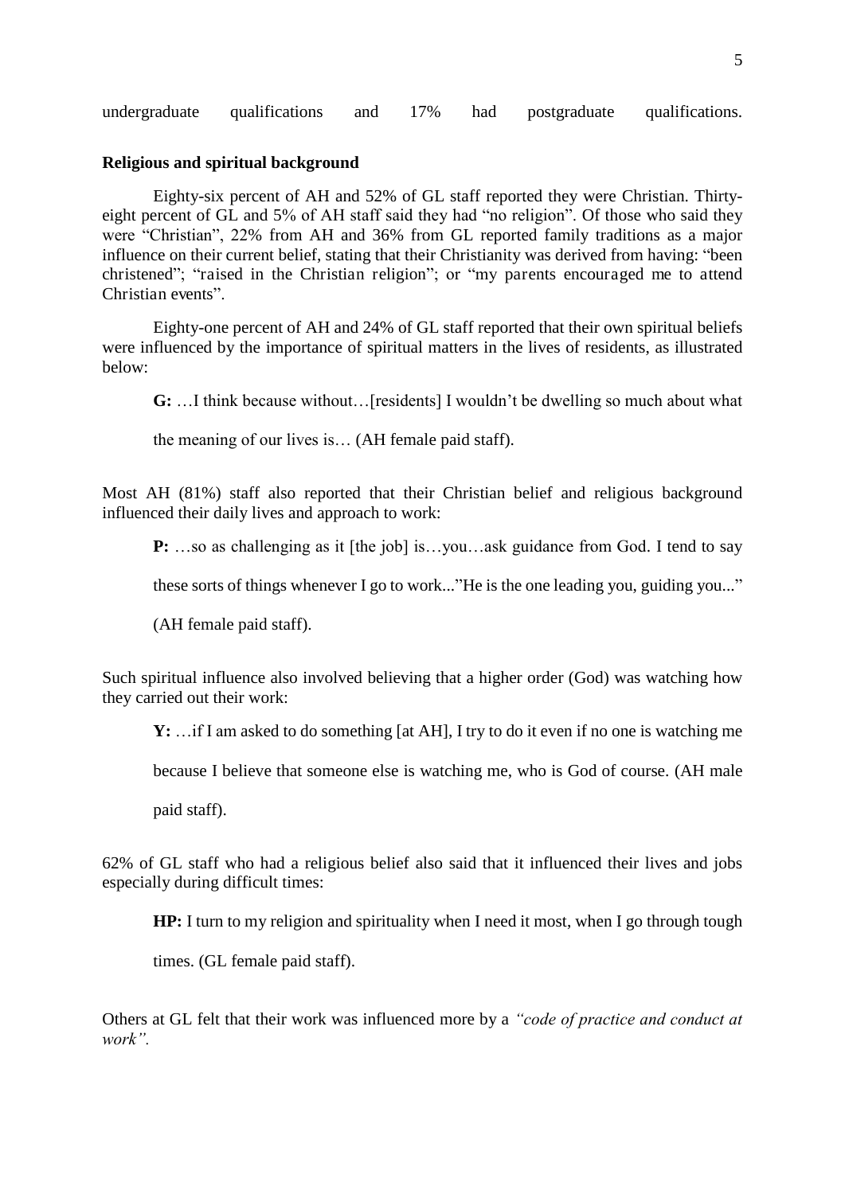undergraduate qualifications and 17% had postgraduate qualifications.

**Religious and spiritual background**

Eighty-six percent of AH and 52% of GL staff reported they were Christian. Thirty-eight percent of GL and 5% of AH staff said they had "no religion". Of those who said they were "Christian", 22% from AH and 36% from GL reported family traditions as a major influence on their current belief, stating that their Christianity was derived from having: "been christened"; "raised in the Christian religion"; or "my parents encouraged me to attend Christian events".

Eighty-one percent of AH and 24% of GL staff reported that their own spiritual beliefs were influenced by the importance of spiritual matters in the lives of residents, as illustrated below:

> **G:** …I think because without…[residents] I wouldn't be dwelling so much about what the meaning of our lives is… (AH female paid staff).

Most AH (81%) staff also reported that their Christian belief and religious background influenced their daily lives and approach to work:

> **P:** …so as challenging as it [the job] is…you…ask guidance from God. I tend to say these sorts of things whenever I go to work..."He is the one leading you, guiding you..." (AH female paid staff).

Such spiritual influence also involved believing that a higher order (God) was watching how they carried out their work:

> **Y:** …if I am asked to do something [at AH], I try to do it even if no one is watching me because I believe that someone else is watching me, who is God of course. (AH male paid staff).

62% of GL staff who had a religious belief also said that it influenced their lives and jobs especially during difficult times:

> **HP:** I turn to my religion and spirituality when I need it most, when I go through tough times. (GL female paid staff).

Others at GL felt that their work was influenced more by a *"code of practice and conduct at work".*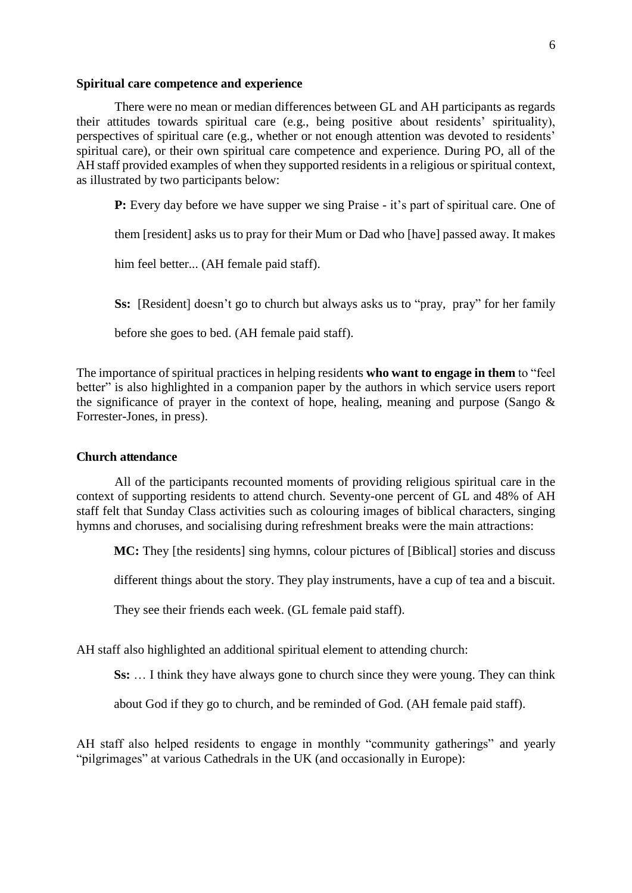**Spiritual care competence and experience**

There were no mean or median differences between GL and AH participants as regards their attitudes towards spiritual care (e.g., being positive about residents' spirituality), perspectives of spiritual care (e.g., whether or not enough attention was devoted to residents' spiritual care), or their own spiritual care competence and experience. During PO, all of the AH staff provided examples of when they supported residents in a religious or spiritual context, as illustrated by two participants below:

> **P:** Every day before we have supper we sing Praise - it's part of spiritual care. One of them [resident] asks us to pray for their Mum or Dad who [have] passed away. It makes him feel better... (AH female paid staff).

> **Ss:** [Resident] doesn't go to church but always asks us to "pray, pray" for her family before she goes to bed. (AH female paid staff).

The importance of spiritual practices in helping residents **who want to engage in them** to "feel better" is also highlighted in a companion paper by the authors in which service users report the significance of prayer in the context of hope, healing, meaning and purpose (Sango & Forrester-Jones, in press).

**Church attendance**

All of the participants recounted moments of providing religious spiritual care in the context of supporting residents to attend church. Seventy-one percent of GL and 48% of AH staff felt that Sunday Class activities such as colouring images of biblical characters, singing hymns and choruses, and socialising during refreshment breaks were the main attractions:

> **MC:** They [the residents] sing hymns, colour pictures of [Biblical] stories and discuss different things about the story. They play instruments, have a cup of tea and a biscuit. They see their friends each week. (GL female paid staff).

AH staff also highlighted an additional spiritual element to attending church:

> **Ss:** … I think they have always gone to church since they were young. They can think about God if they go to church, and be reminded of God. (AH female paid staff).

AH staff also helped residents to engage in monthly "community gatherings" and yearly "pilgrimages" at various Cathedrals in the UK (and occasionally in Europe):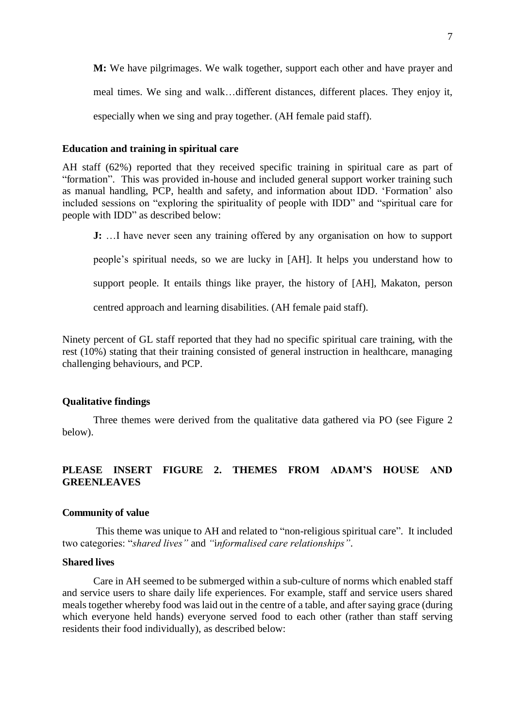**M:** We have pilgrimages. We walk together, support each other and have prayer and meal times. We sing and walk…different distances, different places. They enjoy it, especially when we sing and pray together. (AH female paid staff).

**Education and training in spiritual care**

AH staff (62%) reported that they received specific training in spiritual care as part of "formation". This was provided in-house and included general support worker training such as manual handling, PCP, health and safety, and information about IDD. 'Formation' also included sessions on "exploring the spirituality of people with IDD" and "spiritual care for people with IDD" as described below:

**J:** …I have never seen any training offered by any organisation on how to support people's spiritual needs, so we are lucky in [AH]. It helps you understand how to support people. It entails things like prayer, the history of [AH], Makaton, person centred approach and learning disabilities. (AH female paid staff).

Ninety percent of GL staff reported that they had no specific spiritual care training, with the rest (10%) stating that their training consisted of general instruction in healthcare, managing challenging behaviours, and PCP.

**Qualitative findings**

Three themes were derived from the qualitative data gathered via PO (see Figure 2 below).

**PLEASE INSERT FIGURE 2. THEMES FROM ADAM'S HOUSE AND GREENLEAVES**

**Community of value**

This theme was unique to AH and related to "non-religious spiritual care". It included two categories: "*shared lives"* and *"*i*nformalised care relationships"*.

**Shared lives**

Care in AH seemed to be submerged within a sub-culture of norms which enabled staff and service users to share daily life experiences. For example, staff and service users shared meals together whereby food was laid out in the centre of a table, and after saying grace (during which everyone held hands) everyone served food to each other (rather than staff serving residents their food individually), as described below: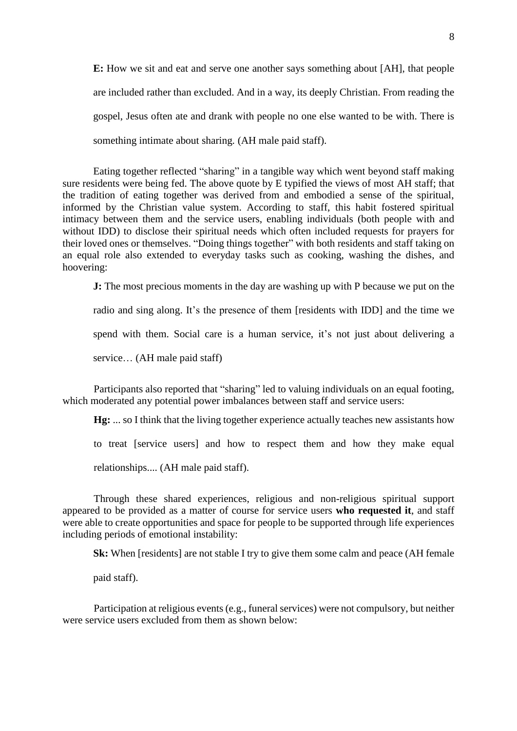> **E:** How we sit and eat and serve one another says something about [AH], that people are included rather than excluded. And in a way, its deeply Christian. From reading the gospel, Jesus often ate and drank with people no one else wanted to be with. There is something intimate about sharing. (AH male paid staff).

Eating together reflected "sharing" in a tangible way which went beyond staff making sure residents were being fed. The above quote by E typified the views of most AH staff; that the tradition of eating together was derived from and embodied a sense of the spiritual, informed by the Christian value system. According to staff, this habit fostered spiritual intimacy between them and the service users, enabling individuals (both people with and without IDD) to disclose their spiritual needs which often included requests for prayers for their loved ones or themselves. "Doing things together" with both residents and staff taking on an equal role also extended to everyday tasks such as cooking, washing the dishes, and hoovering:

> **J:** The most precious moments in the day are washing up with P because we put on the radio and sing along. It's the presence of them [residents with IDD] and the time we spend with them. Social care is a human service, it's not just about delivering a service… (AH male paid staff)

Participants also reported that "sharing" led to valuing individuals on an equal footing, which moderated any potential power imbalances between staff and service users:

> **Hg:** ... so I think that the living together experience actually teaches new assistants how to treat [service users] and how to respect them and how they make equal relationships.... (AH male paid staff).

Through these shared experiences, religious and non-religious spiritual support appeared to be provided as a matter of course for service users **who requested it**, and staff were able to create opportunities and space for people to be supported through life experiences including periods of emotional instability:

> **Sk:** When [residents] are not stable I try to give them some calm and peace (AH female paid staff).

Participation at religious events (e.g., funeral services) were not compulsory, but neither were service users excluded from them as shown below: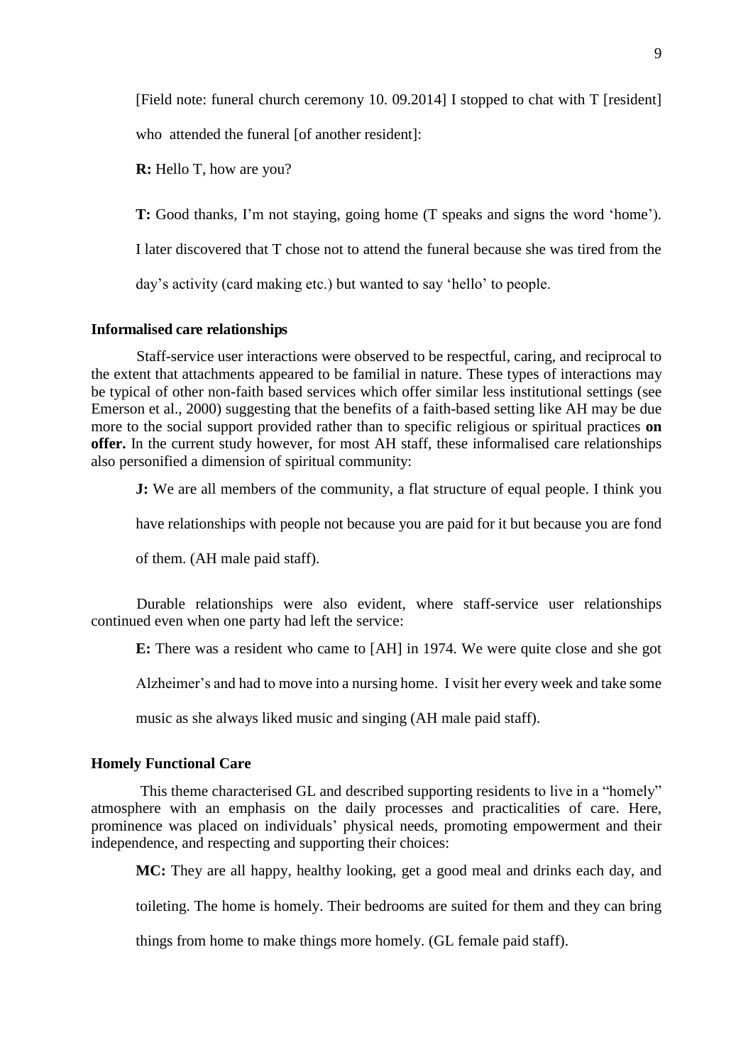[Field note: funeral church ceremony 10. 09.2014] I stopped to chat with T [resident] who attended the funeral [of another resident]:

**R:** Hello T, how are you?

**T:** Good thanks, I'm not staying, going home (T speaks and signs the word 'home'). I later discovered that T chose not to attend the funeral because she was tired from the day's activity (card making etc.) but wanted to say 'hello' to people.

### Informalised care relationships

Staff-service user interactions were observed to be respectful, caring, and reciprocal to the extent that attachments appeared to be familial in nature. These types of interactions may be typical of other non-faith based services which offer similar less institutional settings (see Emerson et al., 2000) suggesting that the benefits of a faith-based setting like AH may be due more to the social support provided rather than to specific religious or spiritual practices **on offer.** In the current study however, for most AH staff, these informalised care relationships also personified a dimension of spiritual community:

**J:** We are all members of the community, a flat structure of equal people. I think you have relationships with people not because you are paid for it but because you are fond of them. (AH male paid staff).

Durable relationships were also evident, where staff-service user relationships continued even when one party had left the service:

**E:** There was a resident who came to [AH] in 1974. We were quite close and she got Alzheimer's and had to move into a nursing home. I visit her every week and take some music as she always liked music and singing (AH male paid staff).

### Homely Functional Care

This theme characterised GL and described supporting residents to live in a "homely" atmosphere with an emphasis on the daily processes and practicalities of care. Here, prominence was placed on individuals' physical needs, promoting empowerment and their independence, and respecting and supporting their choices:

**MC:** They are all happy, healthy looking, get a good meal and drinks each day, and toileting. The home is homely. Their bedrooms are suited for them and they can bring things from home to make things more homely. (GL female paid staff).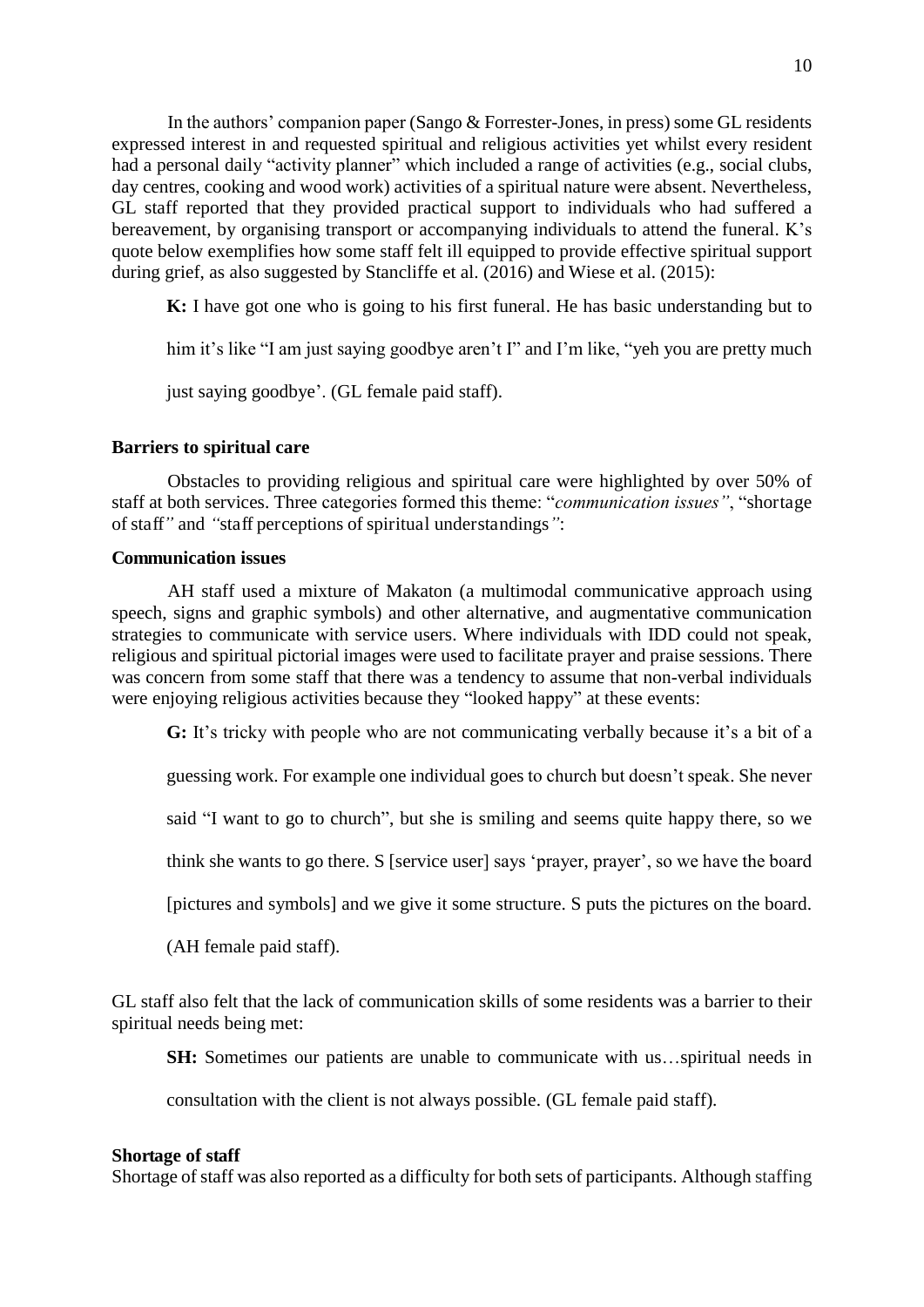In the authors' companion paper (Sango & Forrester-Jones, in press) some GL residents expressed interest in and requested spiritual and religious activities yet whilst every resident had a personal daily "activity planner" which included a range of activities (e.g., social clubs, day centres, cooking and wood work) activities of a spiritual nature were absent. Nevertheless, GL staff reported that they provided practical support to individuals who had suffered a bereavement, by organising transport or accompanying individuals to attend the funeral. K's quote below exemplifies how some staff felt ill equipped to provide effective spiritual support during grief, as also suggested by Stancliffe et al. (2016) and Wiese et al. (2015):

> **K:** I have got one who is going to his first funeral. He has basic understanding but to him it's like "I am just saying goodbye aren't I" and I'm like, "yeh you are pretty much just saying goodbye'. (GL female paid staff).

### Barriers to spiritual care

Obstacles to providing religious and spiritual care were highlighted by over 50% of staff at both services. Three categories formed this theme: "*communication issues*", "shortage of staff" and "staff perceptions of spiritual understandings":

#### Communication issues

AH staff used a mixture of Makaton (a multimodal communicative approach using speech, signs and graphic symbols) and other alternative, and augmentative communication strategies to communicate with service users. Where individuals with IDD could not speak, religious and spiritual pictorial images were used to facilitate prayer and praise sessions. There was concern from some staff that there was a tendency to assume that non-verbal individuals were enjoying religious activities because they "looked happy" at these events:

> **G:** It's tricky with people who are not communicating verbally because it's a bit of a guessing work. For example one individual goes to church but doesn't speak. She never said "I want to go to church", but she is smiling and seems quite happy there, so we think she wants to go there. S [service user] says 'prayer, prayer', so we have the board [pictures and symbols] and we give it some structure. S puts the pictures on the board. (AH female paid staff).

GL staff also felt that the lack of communication skills of some residents was a barrier to their spiritual needs being met:

> **SH:** Sometimes our patients are unable to communicate with us…spiritual needs in consultation with the client is not always possible. (GL female paid staff).

#### Shortage of staff

Shortage of staff was also reported as a difficulty for both sets of participants. Although staffing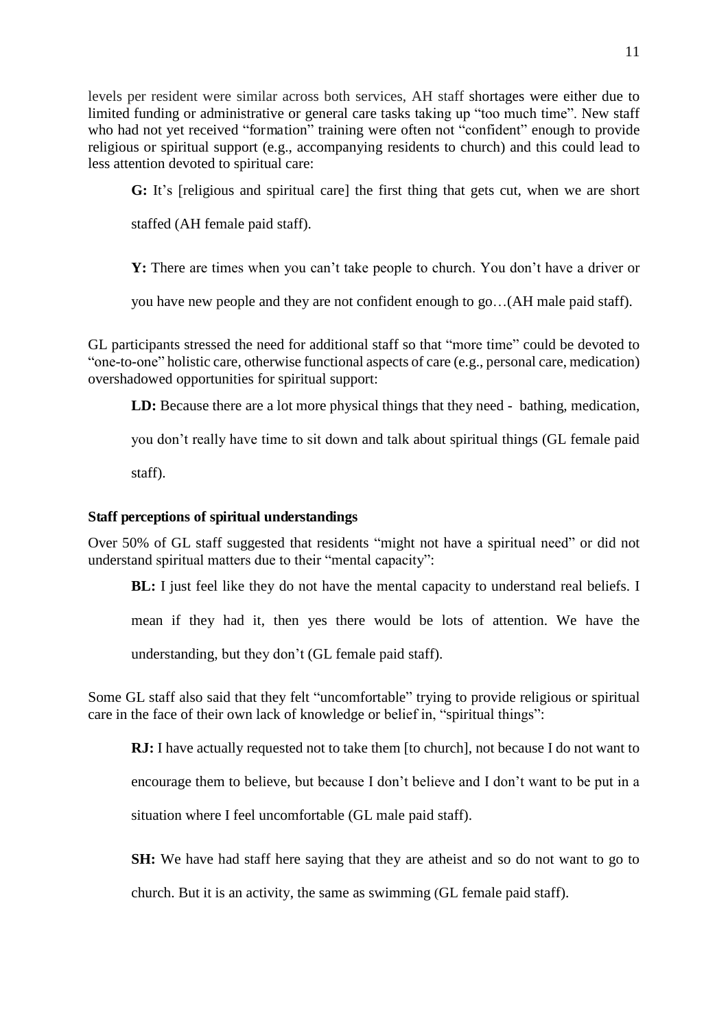levels per resident were similar across both services, AH staff shortages were either due to limited funding or administrative or general care tasks taking up "too much time". New staff who had not yet received "formation" training were often not "confident" enough to provide religious or spiritual support (e.g., accompanying residents to church) and this could lead to less attention devoted to spiritual care:

> **G:** It's [religious and spiritual care] the first thing that gets cut, when we are short staffed (AH female paid staff).

> **Y:** There are times when you can't take people to church. You don't have a driver or you have new people and they are not confident enough to go…(AH male paid staff).

GL participants stressed the need for additional staff so that "more time" could be devoted to "one-to-one" holistic care, otherwise functional aspects of care (e.g., personal care, medication) overshadowed opportunities for spiritual support:

> **LD:** Because there are a lot more physical things that they need - bathing, medication, you don't really have time to sit down and talk about spiritual things (GL female paid staff).

### Staff perceptions of spiritual understandings

Over 50% of GL staff suggested that residents "might not have a spiritual need" or did not understand spiritual matters due to their "mental capacity":

> **BL:** I just feel like they do not have the mental capacity to understand real beliefs. I mean if they had it, then yes there would be lots of attention. We have the understanding, but they don't (GL female paid staff).

Some GL staff also said that they felt "uncomfortable" trying to provide religious or spiritual care in the face of their own lack of knowledge or belief in, "spiritual things":

> **RJ:** I have actually requested not to take them [to church], not because I do not want to encourage them to believe, but because I don't believe and I don't want to be put in a situation where I feel uncomfortable (GL male paid staff).

> **SH:** We have had staff here saying that they are atheist and so do not want to go to church. But it is an activity, the same as swimming (GL female paid staff).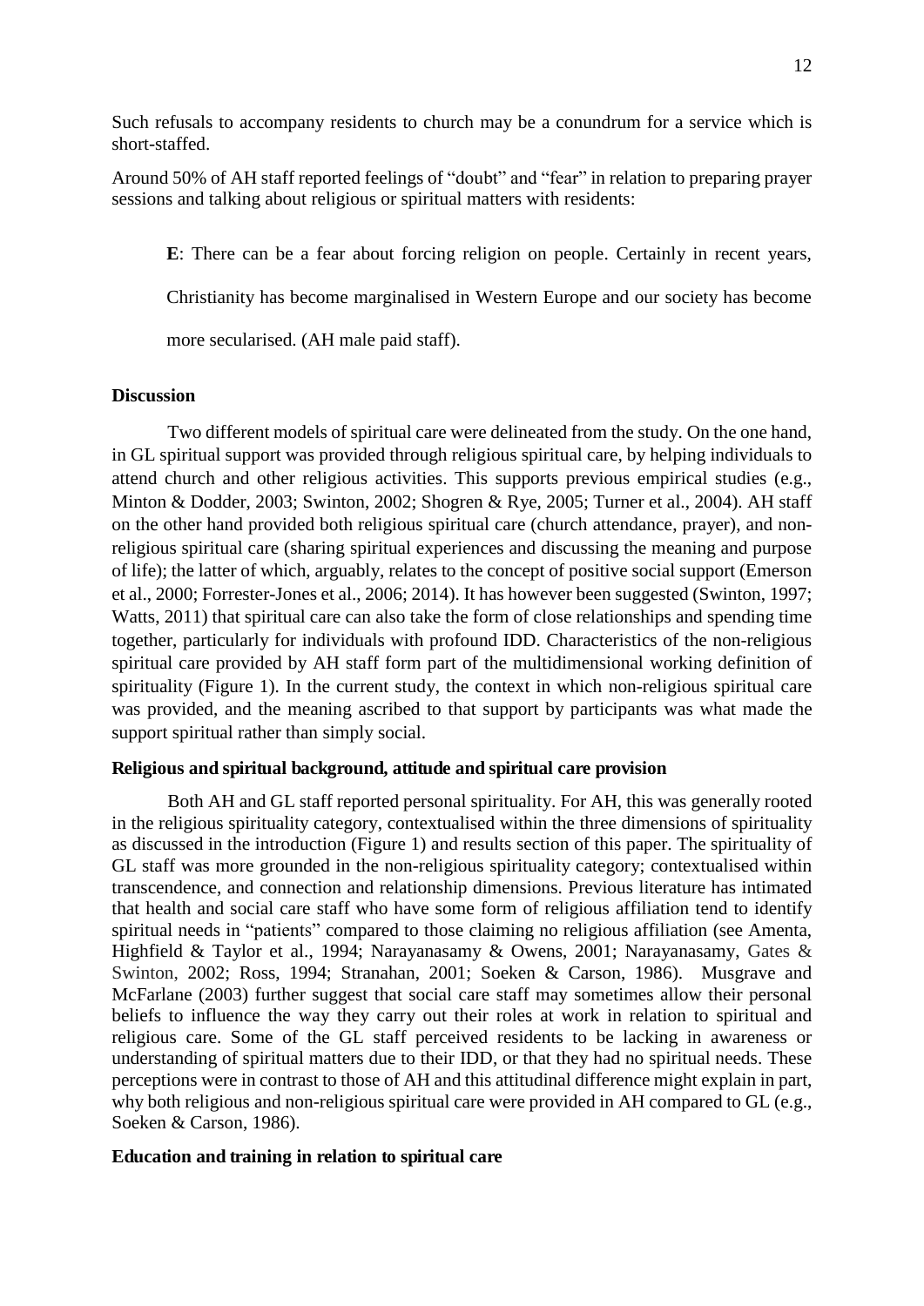Such refusals to accompany residents to church may be a conundrum for a service which is short-staffed.

Around 50% of AH staff reported feelings of "doubt" and "fear" in relation to preparing prayer sessions and talking about religious or spiritual matters with residents:

> **E**: There can be a fear about forcing religion on people. Certainly in recent years, Christianity has become marginalised in Western Europe and our society has become more secularised. (AH male paid staff).

## Discussion

Two different models of spiritual care were delineated from the study. On the one hand, in GL spiritual support was provided through religious spiritual care, by helping individuals to attend church and other religious activities. This supports previous empirical studies (e.g., Minton & Dodder, 2003; Swinton, 2002; Shogren & Rye, 2005; Turner et al., 2004). AH staff on the other hand provided both religious spiritual care (church attendance, prayer), and non-religious spiritual care (sharing spiritual experiences and discussing the meaning and purpose of life); the latter of which, arguably, relates to the concept of positive social support (Emerson et al., 2000; Forrester-Jones et al., 2006; 2014). It has however been suggested (Swinton, 1997; Watts, 2011) that spiritual care can also take the form of close relationships and spending time together, particularly for individuals with profound IDD. Characteristics of the non-religious spiritual care provided by AH staff form part of the multidimensional working definition of spirituality (Figure 1). In the current study, the context in which non-religious spiritual care was provided, and the meaning ascribed to that support by participants was what made the support spiritual rather than simply social.

### Religious and spiritual background, attitude and spiritual care provision

Both AH and GL staff reported personal spirituality. For AH, this was generally rooted in the religious spirituality category, contextualised within the three dimensions of spirituality as discussed in the introduction (Figure 1) and results section of this paper. The spirituality of GL staff was more grounded in the non-religious spirituality category; contextualised within transcendence, and connection and relationship dimensions. Previous literature has intimated that health and social care staff who have some form of religious affiliation tend to identify spiritual needs in "patients" compared to those claiming no religious affiliation (see Amenta, Highfield & Taylor et al., 1994; Narayanasamy & Owens, 2001; Narayanasamy, Gates & Swinton, 2002; Ross, 1994; Stranahan, 2001; Soeken & Carson, 1986). Musgrave and McFarlane (2003) further suggest that social care staff may sometimes allow their personal beliefs to influence the way they carry out their roles at work in relation to spiritual and religious care. Some of the GL staff perceived residents to be lacking in awareness or understanding of spiritual matters due to their IDD, or that they had no spiritual needs. These perceptions were in contrast to those of AH and this attitudinal difference might explain in part, why both religious and non-religious spiritual care were provided in AH compared to GL (e.g., Soeken & Carson, 1986).

### Education and training in relation to spiritual care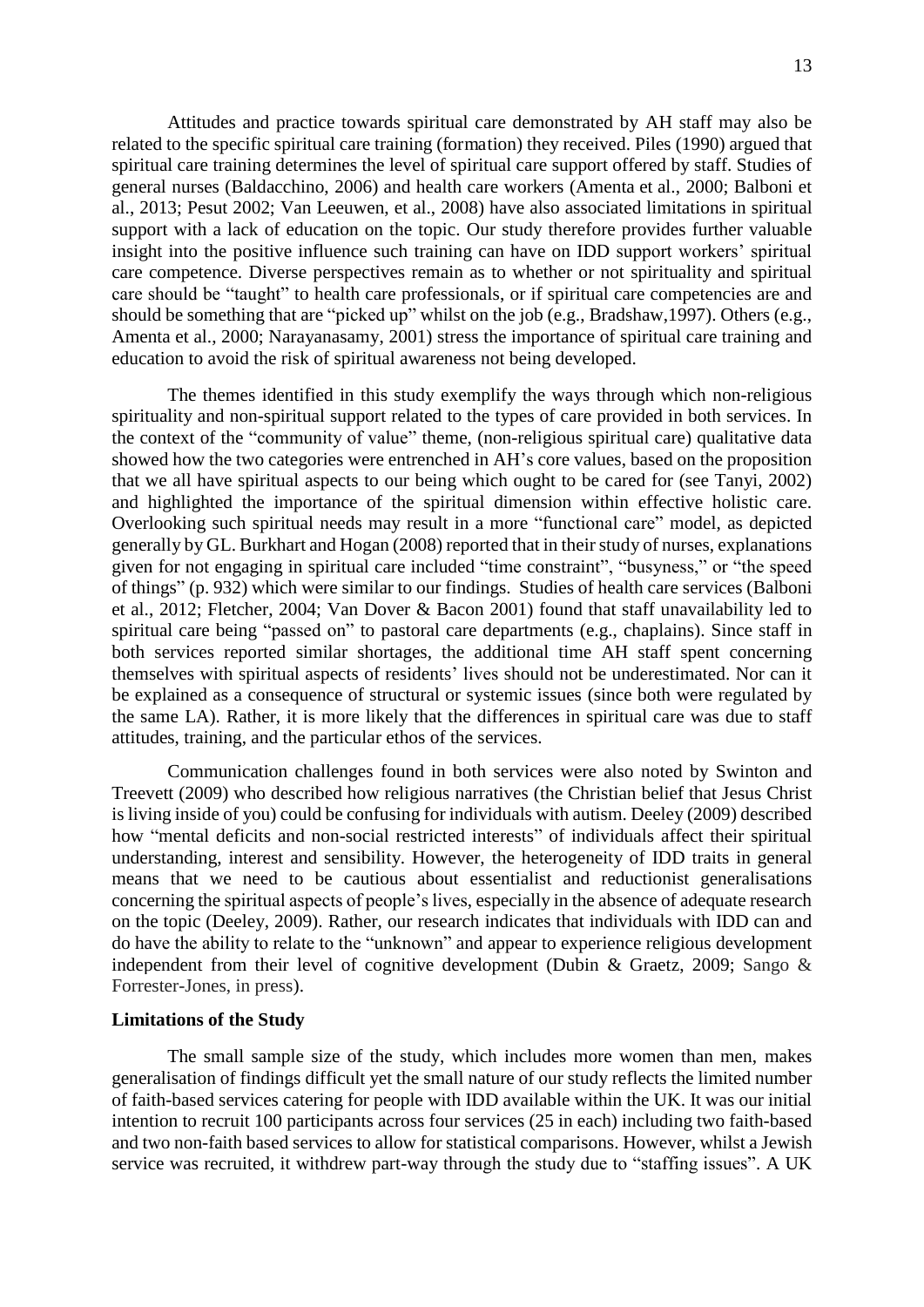Attitudes and practice towards spiritual care demonstrated by AH staff may also be related to the specific spiritual care training (formation) they received. Piles (1990) argued that spiritual care training determines the level of spiritual care support offered by staff. Studies of general nurses (Baldacchino, 2006) and health care workers (Amenta et al., 2000; Balboni et al., 2013; Pesut 2002; Van Leeuwen, et al., 2008) have also associated limitations in spiritual support with a lack of education on the topic. Our study therefore provides further valuable insight into the positive influence such training can have on IDD support workers' spiritual care competence. Diverse perspectives remain as to whether or not spirituality and spiritual care should be "taught" to health care professionals, or if spiritual care competencies are and should be something that are "picked up" whilst on the job (e.g., Bradshaw,1997). Others (e.g., Amenta et al., 2000; Narayanasamy, 2001) stress the importance of spiritual care training and education to avoid the risk of spiritual awareness not being developed.

The themes identified in this study exemplify the ways through which non-religious spirituality and non-spiritual support related to the types of care provided in both services. In the context of the "community of value" theme, (non-religious spiritual care) qualitative data showed how the two categories were entrenched in AH's core values, based on the proposition that we all have spiritual aspects to our being which ought to be cared for (see Tanyi, 2002) and highlighted the importance of the spiritual dimension within effective holistic care. Overlooking such spiritual needs may result in a more "functional care" model, as depicted generally by GL. Burkhart and Hogan (2008) reported that in their study of nurses, explanations given for not engaging in spiritual care included "time constraint", "busyness," or "the speed of things" (p. 932) which were similar to our findings. Studies of health care services (Balboni et al., 2012; Fletcher, 2004; Van Dover & Bacon 2001) found that staff unavailability led to spiritual care being "passed on" to pastoral care departments (e.g., chaplains). Since staff in both services reported similar shortages, the additional time AH staff spent concerning themselves with spiritual aspects of residents' lives should not be underestimated. Nor can it be explained as a consequence of structural or systemic issues (since both were regulated by the same LA). Rather, it is more likely that the differences in spiritual care was due to staff attitudes, training, and the particular ethos of the services.

Communication challenges found in both services were also noted by Swinton and Treevett (2009) who described how religious narratives (the Christian belief that Jesus Christ is living inside of you) could be confusing for individuals with autism. Deeley (2009) described how "mental deficits and non-social restricted interests" of individuals affect their spiritual understanding, interest and sensibility. However, the heterogeneity of IDD traits in general means that we need to be cautious about essentialist and reductionist generalisations concerning the spiritual aspects of people's lives, especially in the absence of adequate research on the topic (Deeley, 2009). Rather, our research indicates that individuals with IDD can and do have the ability to relate to the "unknown" and appear to experience religious development independent from their level of cognitive development (Dubin & Graetz, 2009; Sango & Forrester-Jones, in press).

**Limitations of the Study**

The small sample size of the study, which includes more women than men, makes generalisation of findings difficult yet the small nature of our study reflects the limited number of faith-based services catering for people with IDD available within the UK. It was our initial intention to recruit 100 participants across four services (25 in each) including two faith-based and two non-faith based services to allow for statistical comparisons. However, whilst a Jewish service was recruited, it withdrew part-way through the study due to "staffing issues". A UK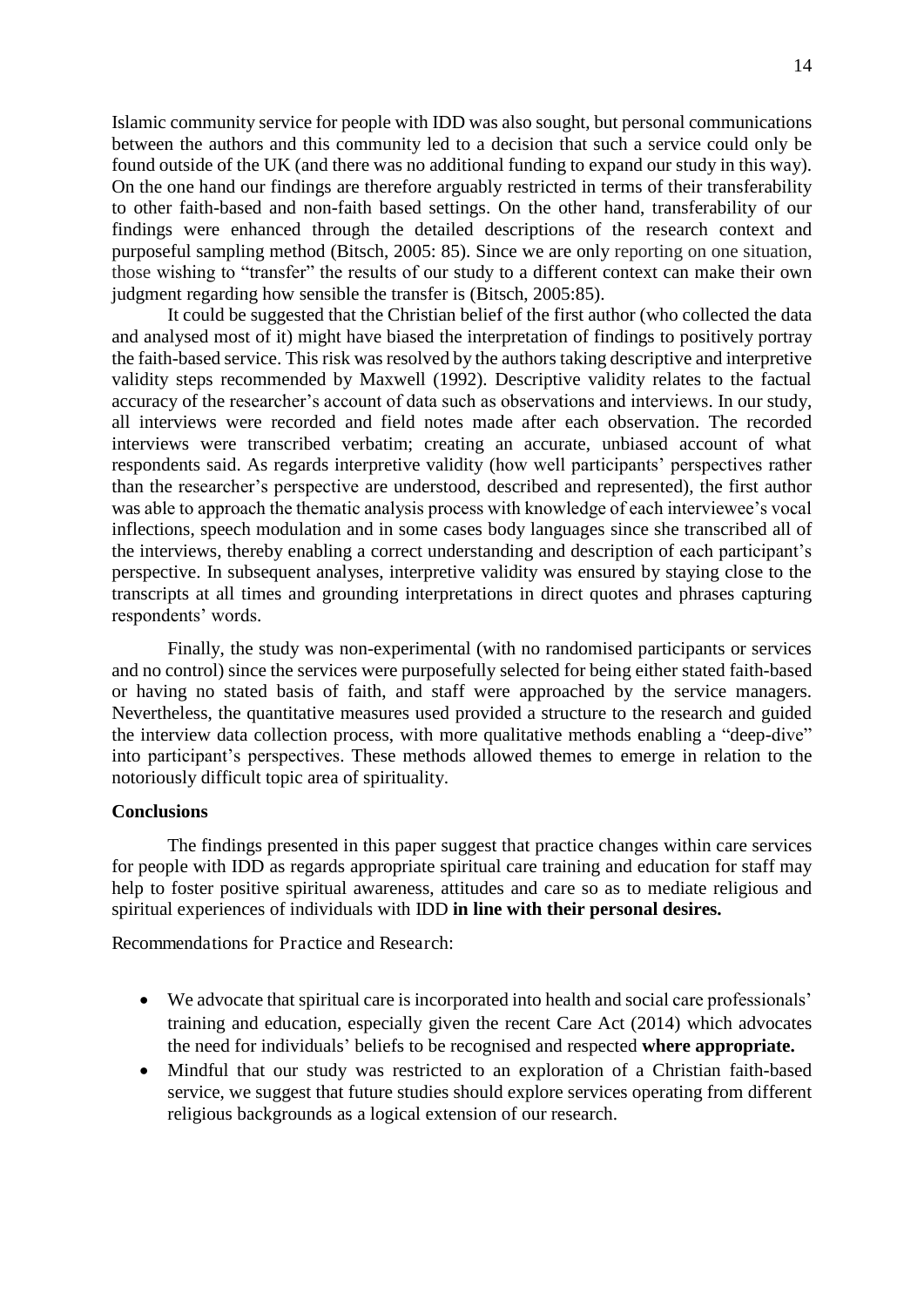Islamic community service for people with IDD was also sought, but personal communications between the authors and this community led to a decision that such a service could only be found outside of the UK (and there was no additional funding to expand our study in this way). On the one hand our findings are therefore arguably restricted in terms of their transferability to other faith-based and non-faith based settings. On the other hand, transferability of our findings were enhanced through the detailed descriptions of the research context and purposeful sampling method (Bitsch, 2005: 85). Since we are only reporting on one situation, those wishing to "transfer" the results of our study to a different context can make their own judgment regarding how sensible the transfer is (Bitsch, 2005:85).

It could be suggested that the Christian belief of the first author (who collected the data and analysed most of it) might have biased the interpretation of findings to positively portray the faith-based service. This risk was resolved by the authors taking descriptive and interpretive validity steps recommended by Maxwell (1992). Descriptive validity relates to the factual accuracy of the researcher's account of data such as observations and interviews. In our study, all interviews were recorded and field notes made after each observation. The recorded interviews were transcribed verbatim; creating an accurate, unbiased account of what respondents said. As regards interpretive validity (how well participants' perspectives rather than the researcher's perspective are understood, described and represented), the first author was able to approach the thematic analysis process with knowledge of each interviewee's vocal inflections, speech modulation and in some cases body languages since she transcribed all of the interviews, thereby enabling a correct understanding and description of each participant's perspective. In subsequent analyses, interpretive validity was ensured by staying close to the transcripts at all times and grounding interpretations in direct quotes and phrases capturing respondents' words.

Finally, the study was non-experimental (with no randomised participants or services and no control) since the services were purposefully selected for being either stated faith-based or having no stated basis of faith, and staff were approached by the service managers. Nevertheless, the quantitative measures used provided a structure to the research and guided the interview data collection process, with more qualitative methods enabling a "deep-dive" into participant's perspectives. These methods allowed themes to emerge in relation to the notoriously difficult topic area of spirituality.

**Conclusions**

The findings presented in this paper suggest that practice changes within care services for people with IDD as regards appropriate spiritual care training and education for staff may help to foster positive spiritual awareness, attitudes and care so as to mediate religious and spiritual experiences of individuals with IDD **in line with their personal desires.**

Recommendations for Practice and Research:

- We advocate that spiritual care is incorporated into health and social care professionals' training and education, especially given the recent Care Act (2014) which advocates the need for individuals' beliefs to be recognised and respected **where appropriate.**
- Mindful that our study was restricted to an exploration of a Christian faith-based service, we suggest that future studies should explore services operating from different religious backgrounds as a logical extension of our research.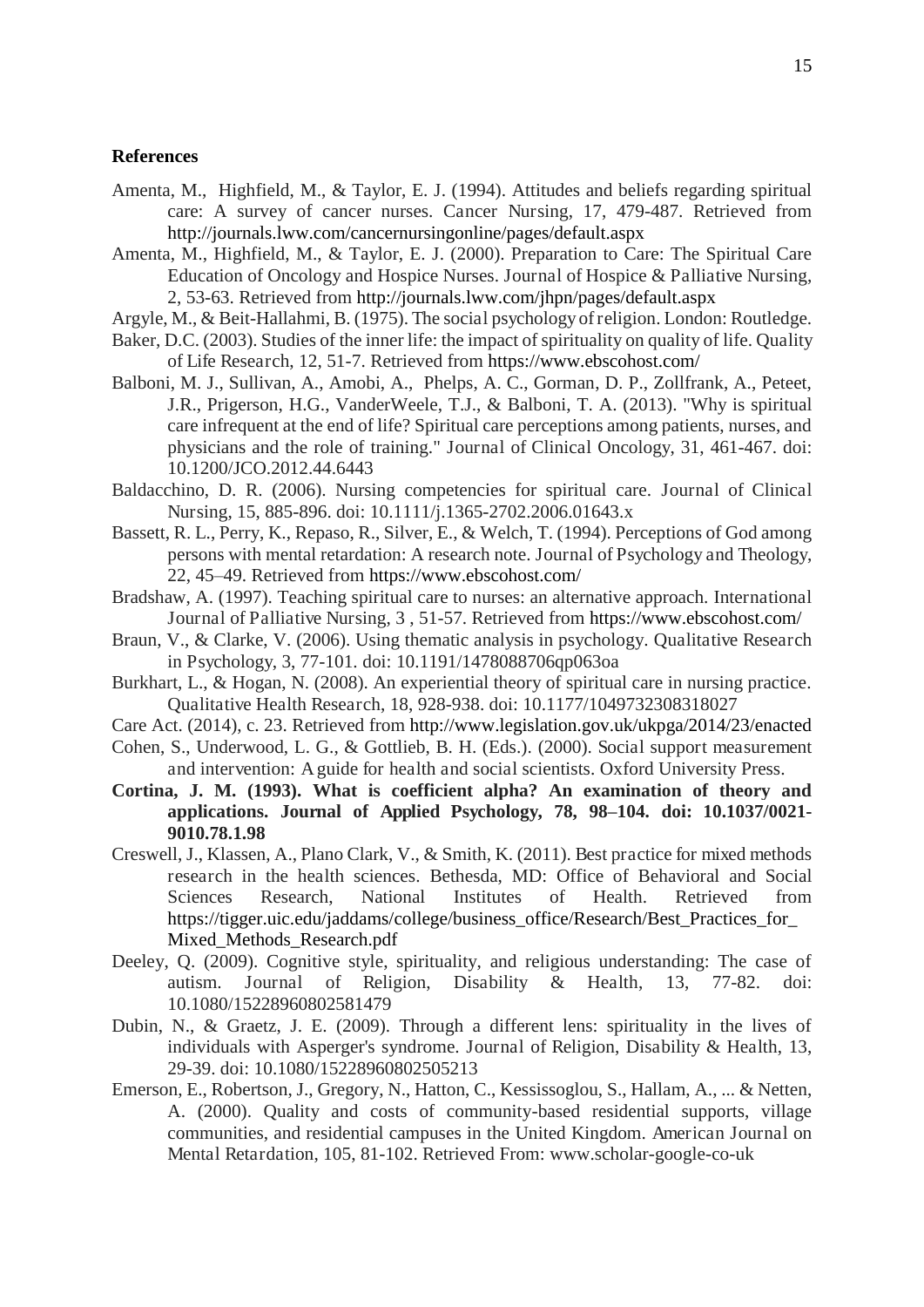## References

Amenta, M., Highfield, M., & Taylor, E. J. (1994). Attitudes and beliefs regarding spiritual care: A survey of cancer nurses. Cancer Nursing, 17, 479-487. Retrieved from http://journals.lww.com/cancernursingonline/pages/default.aspx

Amenta, M., Highfield, M., & Taylor, E. J. (2000). Preparation to Care: The Spiritual Care Education of Oncology and Hospice Nurses. Journal of Hospice & Palliative Nursing, 2, 53-63. Retrieved from http://journals.lww.com/jhpn/pages/default.aspx

Argyle, M., & Beit-Hallahmi, B. (1975). The social psychology of religion. London: Routledge.

Baker, D.C. (2003). Studies of the inner life: the impact of spirituality on quality of life. Quality of Life Research, 12, 51-7. Retrieved from https://www.ebscohost.com/

Balboni, M. J., Sullivan, A., Amobi, A., Phelps, A. C., Gorman, D. P., Zollfrank, A., Peteet, J.R., Prigerson, H.G., VanderWeele, T.J., & Balboni, T. A. (2013). "Why is spiritual care infrequent at the end of life? Spiritual care perceptions among patients, nurses, and physicians and the role of training." Journal of Clinical Oncology, 31, 461-467. doi: 10.1200/JCO.2012.44.6443

Baldacchino, D. R. (2006). Nursing competencies for spiritual care. Journal of Clinical Nursing, 15, 885-896. doi: 10.1111/j.1365-2702.2006.01643.x

Bassett, R. L., Perry, K., Repaso, R., Silver, E., & Welch, T. (1994). Perceptions of God among persons with mental retardation: A research note. Journal of Psychology and Theology, 22, 45–49. Retrieved from https://www.ebscohost.com/

Bradshaw, A. (1997). Teaching spiritual care to nurses: an alternative approach. International Journal of Palliative Nursing, 3 , 51-57. Retrieved from https://www.ebscohost.com/

Braun, V., & Clarke, V. (2006). Using thematic analysis in psychology. Qualitative Research in Psychology, 3, 77-101. doi: 10.1191/1478088706qp063oa

Burkhart, L., & Hogan, N. (2008). An experiential theory of spiritual care in nursing practice. Qualitative Health Research, 18, 928-938. doi: 10.1177/1049732308318027

Care Act. (2014), c. 23. Retrieved from http://www.legislation.gov.uk/ukpga/2014/23/enacted

Cohen, S., Underwood, L. G., & Gottlieb, B. H. (Eds.). (2000). Social support measurement and intervention: A guide for health and social scientists. Oxford University Press.

**Cortina, J. M. (1993). What is coefficient alpha? An examination of theory and applications. Journal of Applied Psychology, 78, 98–104. doi: 10.1037/0021-9010.78.1.98**

Creswell, J., Klassen, A., Plano Clark, V., & Smith, K. (2011). Best practice for mixed methods research in the health sciences. Bethesda, MD: Office of Behavioral and Social Sciences Research, National Institutes of Health. Retrieved from https://tigger.uic.edu/jaddams/college/business_office/Research/Best_Practices_for_Mixed_Methods_Research.pdf

Deeley, Q. (2009). Cognitive style, spirituality, and religious understanding: The case of autism. Journal of Religion, Disability & Health, 13, 77-82. doi: 10.1080/15228960802581479

Dubin, N., & Graetz, J. E. (2009). Through a different lens: spirituality in the lives of individuals with Asperger's syndrome. Journal of Religion, Disability & Health, 13, 29-39. doi: 10.1080/15228960802505213

Emerson, E., Robertson, J., Gregory, N., Hatton, C., Kessissoglou, S., Hallam, A., ... & Netten, A. (2000). Quality and costs of community-based residential supports, village communities, and residential campuses in the United Kingdom. American Journal on Mental Retardation, 105, 81-102. Retrieved From: www.scholar-google-co-uk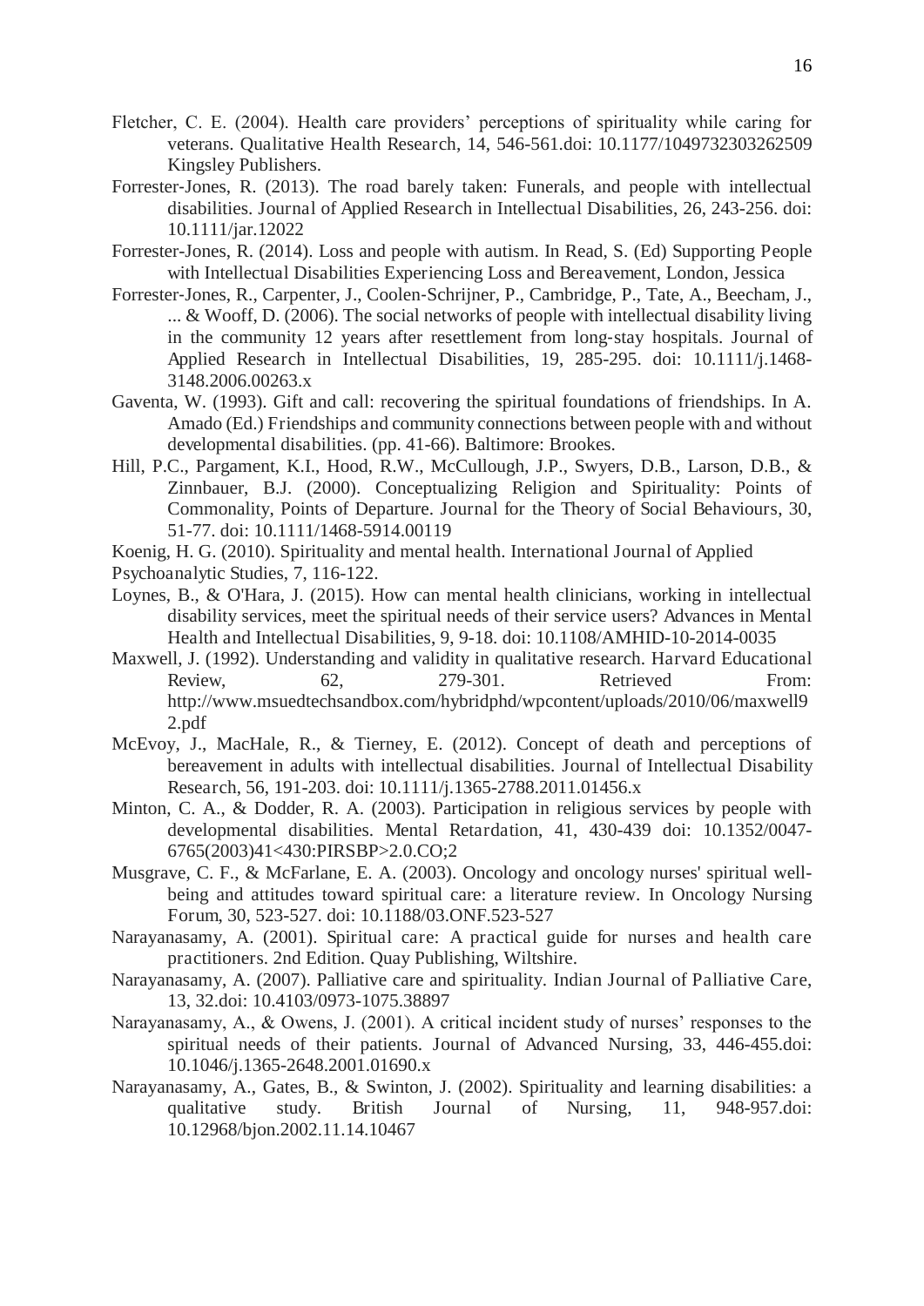Fletcher, C. E. (2004). Health care providers' perceptions of spirituality while caring for veterans. Qualitative Health Research, 14, 546-561.doi: 10.1177/1049732303262509 Kingsley Publishers.

Forrester-Jones, R. (2013). The road barely taken: Funerals, and people with intellectual disabilities. Journal of Applied Research in Intellectual Disabilities, 26, 243-256. doi: 10.1111/jar.12022

Forrester-Jones, R. (2014). Loss and people with autism. In Read, S. (Ed) Supporting People with Intellectual Disabilities Experiencing Loss and Bereavement, London, Jessica

Forrester-Jones, R., Carpenter, J., Coolen-Schrijner, P., Cambridge, P., Tate, A., Beecham, J., ... & Wooff, D. (2006). The social networks of people with intellectual disability living in the community 12 years after resettlement from long-stay hospitals. Journal of Applied Research in Intellectual Disabilities, 19, 285-295. doi: 10.1111/j.1468-3148.2006.00263.x

Gaventa, W. (1993). Gift and call: recovering the spiritual foundations of friendships. In A. Amado (Ed.) Friendships and community connections between people with and without developmental disabilities. (pp. 41-66). Baltimore: Brookes.

Hill, P.C., Pargament, K.I., Hood, R.W., McCullough, J.P., Swyers, D.B., Larson, D.B., & Zinnbauer, B.J. (2000). Conceptualizing Religion and Spirituality: Points of Commonality, Points of Departure. Journal for the Theory of Social Behaviours, 30, 51-77. doi: 10.1111/1468-5914.00119

Koenig, H. G. (2010). Spirituality and mental health. International Journal of Applied Psychoanalytic Studies, 7, 116-122.

Loynes, B., & O'Hara, J. (2015). How can mental health clinicians, working in intellectual disability services, meet the spiritual needs of their service users? Advances in Mental Health and Intellectual Disabilities, 9, 9-18. doi: 10.1108/AMHID-10-2014-0035

Maxwell, J. (1992). Understanding and validity in qualitative research. Harvard Educational Review, 62, 279-301. Retrieved From: http://www.msuedtechsandbox.com/hybridphd/wpcontent/uploads/2010/06/maxwell92.pdf

McEvoy, J., MacHale, R., & Tierney, E. (2012). Concept of death and perceptions of bereavement in adults with intellectual disabilities. Journal of Intellectual Disability Research, 56, 191-203. doi: 10.1111/j.1365-2788.2011.01456.x

Minton, C. A., & Dodder, R. A. (2003). Participation in religious services by people with developmental disabilities. Mental Retardation, 41, 430-439 doi: 10.1352/0047-6765(2003)41<430:PIRSBP>2.0.CO;2

Musgrave, C. F., & McFarlane, E. A. (2003). Oncology and oncology nurses' spiritual well-being and attitudes toward spiritual care: a literature review. In Oncology Nursing Forum, 30, 523-527. doi: 10.1188/03.ONF.523-527

Narayanasamy, A. (2001). Spiritual care: A practical guide for nurses and health care practitioners. 2nd Edition. Quay Publishing, Wiltshire.

Narayanasamy, A. (2007). Palliative care and spirituality. Indian Journal of Palliative Care, 13, 32.doi: 10.4103/0973-1075.38897

Narayanasamy, A., & Owens, J. (2001). A critical incident study of nurses' responses to the spiritual needs of their patients. Journal of Advanced Nursing, 33, 446-455.doi: 10.1046/j.1365-2648.2001.01690.x

Narayanasamy, A., Gates, B., & Swinton, J. (2002). Spirituality and learning disabilities: a qualitative study. British Journal of Nursing, 11, 948-957.doi: 10.12968/bjon.2002.11.14.10467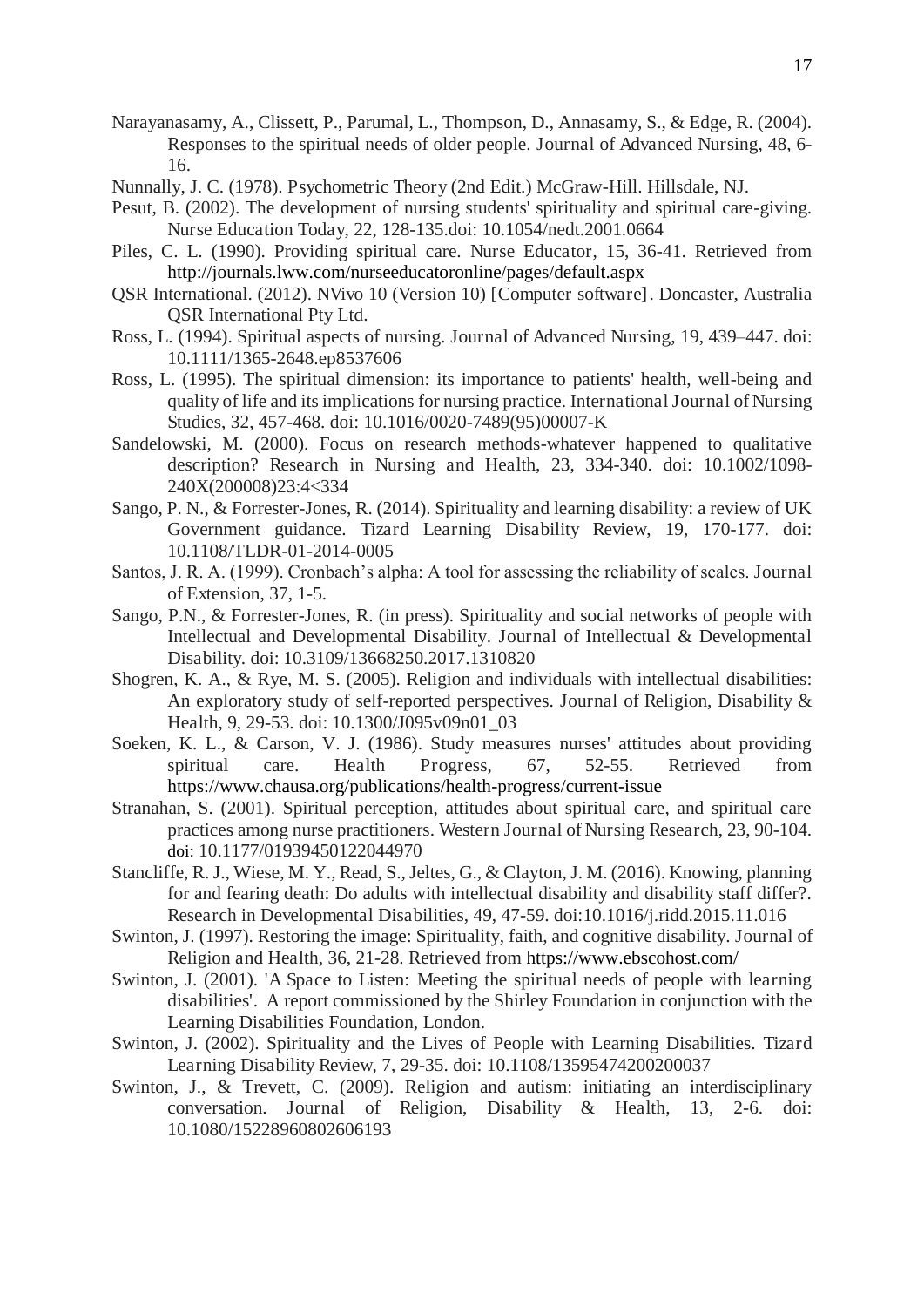Narayanasamy, A., Clissett, P., Parumal, L., Thompson, D., Annasamy, S., & Edge, R. (2004). Responses to the spiritual needs of older people. Journal of Advanced Nursing, 48, 6-16.

Nunnally, J. C. (1978). Psychometric Theory (2nd Edit.) McGraw-Hill. Hillsdale, NJ.

Pesut, B. (2002). The development of nursing students' spirituality and spiritual care-giving. Nurse Education Today, 22, 128-135.doi: 10.1054/nedt.2001.0664

Piles, C. L. (1990). Providing spiritual care. Nurse Educator, 15, 36-41. Retrieved from http://journals.lww.com/nurseeducatoronline/pages/default.aspx

QSR International. (2012). NVivo 10 (Version 10) [Computer software]. Doncaster, Australia QSR International Pty Ltd.

Ross, L. (1994). Spiritual aspects of nursing. Journal of Advanced Nursing, 19, 439–447. doi: 10.1111/1365-2648.ep8537606

Ross, L. (1995). The spiritual dimension: its importance to patients' health, well-being and quality of life and its implications for nursing practice. International Journal of Nursing Studies, 32, 457-468. doi: 10.1016/0020-7489(95)00007-K

Sandelowski, M. (2000). Focus on research methods-whatever happened to qualitative description? Research in Nursing and Health, 23, 334-340. doi: 10.1002/1098-240X(200008)23:4<334

Sango, P. N., & Forrester-Jones, R. (2014). Spirituality and learning disability: a review of UK Government guidance. Tizard Learning Disability Review, 19, 170-177. doi: 10.1108/TLDR-01-2014-0005

Santos, J. R. A. (1999). Cronbach's alpha: A tool for assessing the reliability of scales. Journal of Extension, 37, 1-5.

Sango, P.N., & Forrester-Jones, R. (in press). Spirituality and social networks of people with Intellectual and Developmental Disability. Journal of Intellectual & Developmental Disability. doi: 10.3109/13668250.2017.1310820

Shogren, K. A., & Rye, M. S. (2005). Religion and individuals with intellectual disabilities: An exploratory study of self-reported perspectives. Journal of Religion, Disability & Health, 9, 29-53. doi: 10.1300/J095v09n01_03

Soeken, K. L., & Carson, V. J. (1986). Study measures nurses' attitudes about providing spiritual care. Health Progress, 67, 52-55. Retrieved from https://www.chausa.org/publications/health-progress/current-issue

Stranahan, S. (2001). Spiritual perception, attitudes about spiritual care, and spiritual care practices among nurse practitioners. Western Journal of Nursing Research, 23, 90-104. doi: 10.1177/01939450122044970

Stancliffe, R. J., Wiese, M. Y., Read, S., Jeltes, G., & Clayton, J. M. (2016). Knowing, planning for and fearing death: Do adults with intellectual disability and disability staff differ?. Research in Developmental Disabilities, 49, 47-59. doi:10.1016/j.ridd.2015.11.016

Swinton, J. (1997). Restoring the image: Spirituality, faith, and cognitive disability. Journal of Religion and Health, 36, 21-28. Retrieved from https://www.ebscohost.com/

Swinton, J. (2001). 'A Space to Listen: Meeting the spiritual needs of people with learning disabilities'. A report commissioned by the Shirley Foundation in conjunction with the Learning Disabilities Foundation, London.

Swinton, J. (2002). Spirituality and the Lives of People with Learning Disabilities. Tizard Learning Disability Review, 7, 29-35. doi: 10.1108/13595474200200037

Swinton, J., & Trevett, C. (2009). Religion and autism: initiating an interdisciplinary conversation. Journal of Religion, Disability & Health, 13, 2-6. doi: 10.1080/15228960802606193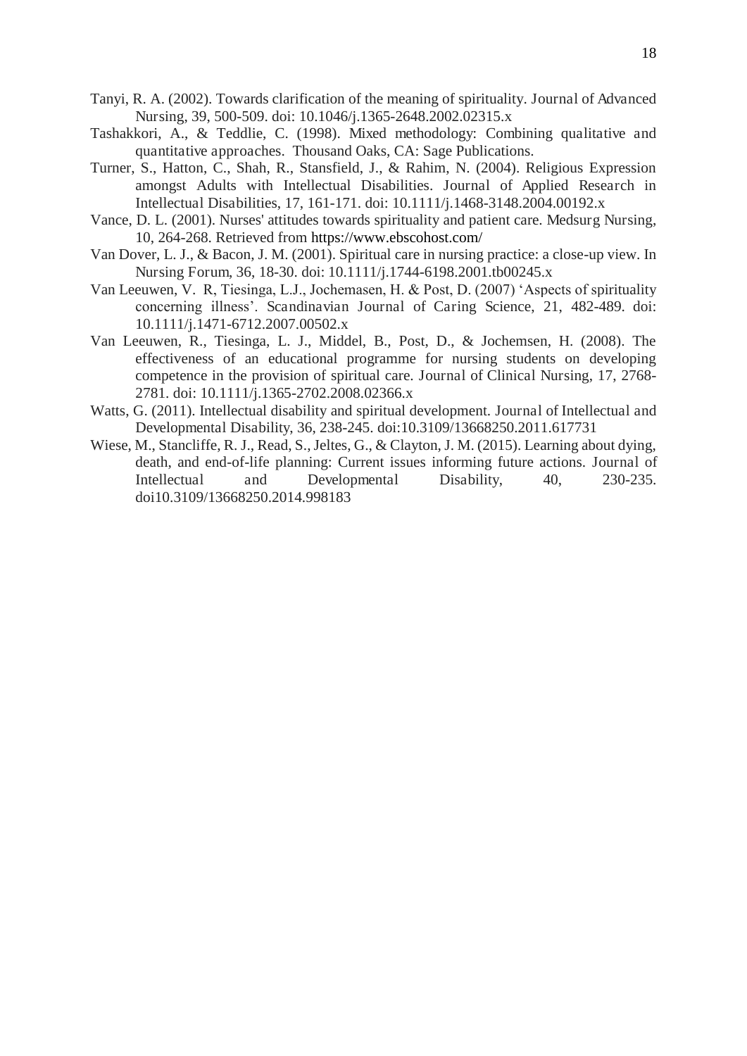Tanyi, R. A. (2002). Towards clarification of the meaning of spirituality. Journal of Advanced Nursing, 39, 500-509. doi: 10.1046/j.1365-2648.2002.02315.x

Tashakkori, A., & Teddlie, C. (1998). Mixed methodology: Combining qualitative and quantitative approaches. Thousand Oaks, CA: Sage Publications.

Turner, S., Hatton, C., Shah, R., Stansfield, J., & Rahim, N. (2004). Religious Expression amongst Adults with Intellectual Disabilities. Journal of Applied Research in Intellectual Disabilities, 17, 161-171. doi: 10.1111/j.1468-3148.2004.00192.x

Vance, D. L. (2001). Nurses' attitudes towards spirituality and patient care. Medsurg Nursing, 10, 264-268. Retrieved from https://www.ebscohost.com/

Van Dover, L. J., & Bacon, J. M. (2001). Spiritual care in nursing practice: a close-up view. In Nursing Forum, 36, 18-30. doi: 10.1111/j.1744-6198.2001.tb00245.x

Van Leeuwen, V. R, Tiesinga, L.J., Jochemasen, H. & Post, D. (2007) 'Aspects of spirituality concerning illness'. Scandinavian Journal of Caring Science, 21, 482-489. doi: 10.1111/j.1471-6712.2007.00502.x

Van Leeuwen, R., Tiesinga, L. J., Middel, B., Post, D., & Jochemsen, H. (2008). The effectiveness of an educational programme for nursing students on developing competence in the provision of spiritual care. Journal of Clinical Nursing, 17, 2768-2781. doi: 10.1111/j.1365-2702.2008.02366.x

Watts, G. (2011). Intellectual disability and spiritual development. Journal of Intellectual and Developmental Disability, 36, 238-245. doi:10.3109/13668250.2011.617731

Wiese, M., Stancliffe, R. J., Read, S., Jeltes, G., & Clayton, J. M. (2015). Learning about dying, death, and end-of-life planning: Current issues informing future actions. Journal of Intellectual and Developmental Disability, 40, 230-235. doi10.3109/13668250.2014.998183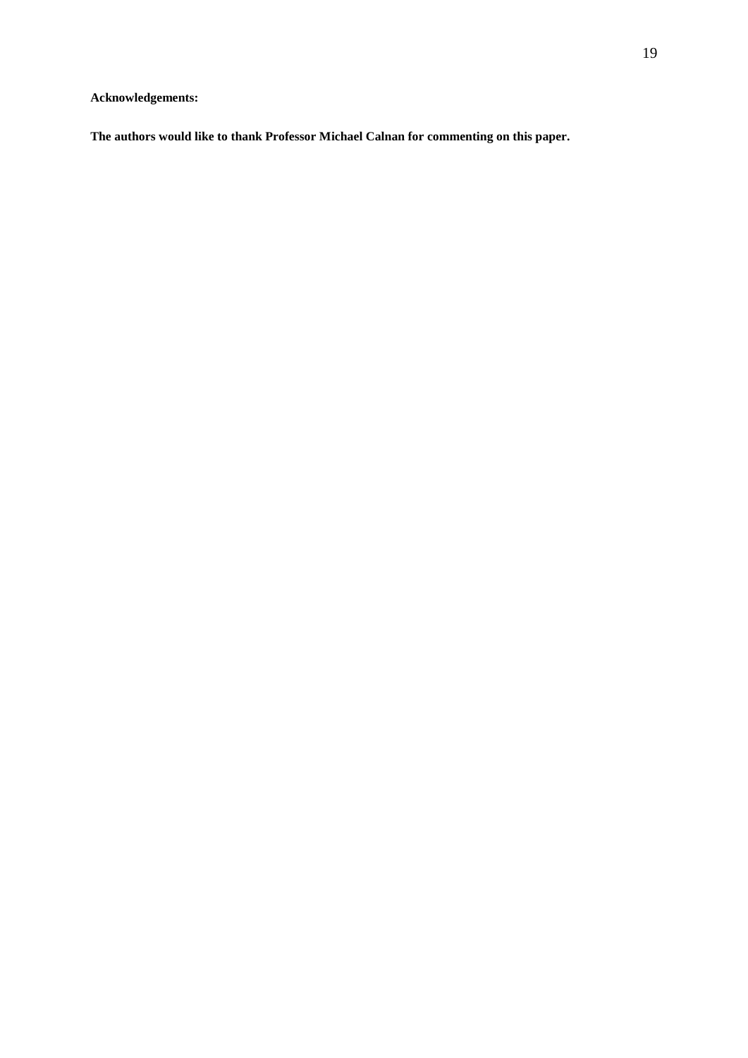**Acknowledgements:**

**The authors would like to thank Professor Michael Calnan for commenting on this paper.**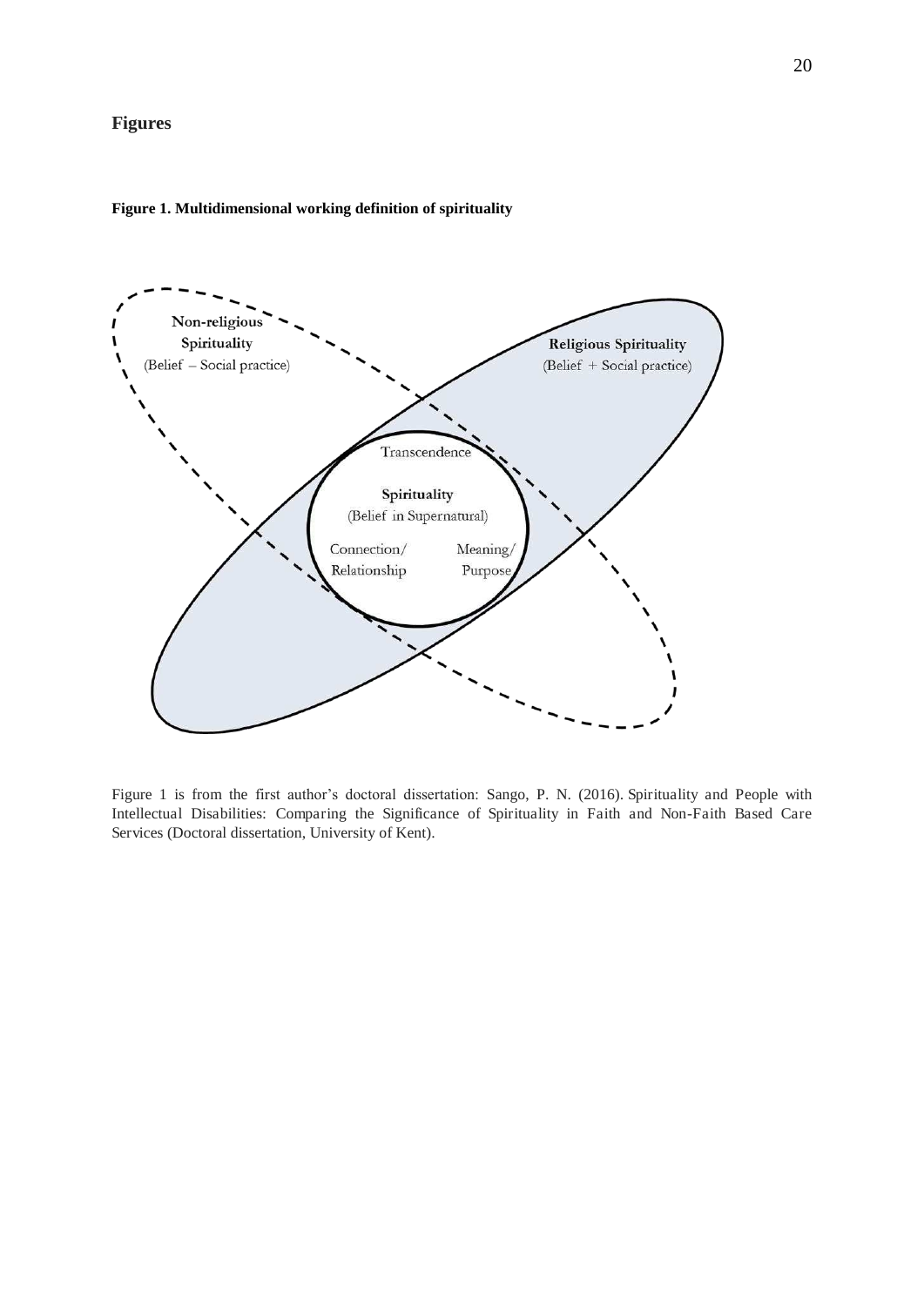# Figures

**Figure 1. Multidimensional working definition of spirituality**

Non-religious Spirituality
(Belief – Social practice)

Religious Spirituality
(Belief + Social practice)

Transcendence

Spirituality
(Belief in Supernatural)

Connection/
Relationship

Meaning/
Purpose

Figure 1 is from the first author's doctoral dissertation: Sango, P. N. (2016). Spirituality and People with Intellectual Disabilities: Comparing the Significance of Spirituality in Faith and Non-Faith Based Care Services (Doctoral dissertation, University of Kent).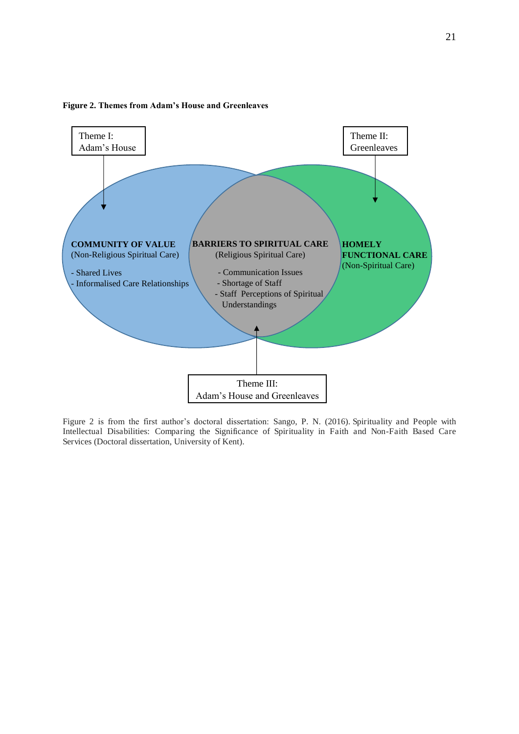**Figure 2. Themes from Adam's House and Greenleaves**

Theme I:
Adam's House

Theme II:
Greenleaves

**COMMUNITY OF VALUE**
(Non-Religious Spiritual Care)

- Shared Lives
- Informalised Care Relationships

**BARRIERS TO SPIRITUAL CARE**
(Religious Spiritual Care)

- Communication Issues
- Shortage of Staff
- Staff Perceptions of Spiritual Understandings

**HOMELY FUNCTIONAL CARE**
(Non-Spiritual Care)

Theme III:
Adam's House and Greenleaves

Figure 2 is from the first author's doctoral dissertation: Sango, P. N. (2016). Spirituality and People with Intellectual Disabilities: Comparing the Significance of Spirituality in Faith and Non-Faith Based Care Services (Doctoral dissertation, University of Kent).